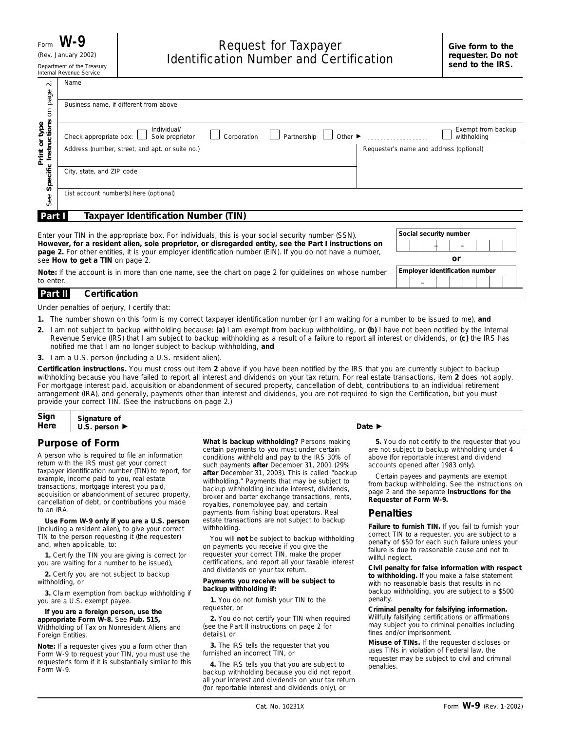Form **W-9**
(Rev. January 2002)
Department of the Treasury
Internal Revenue Service

# Request for Taxpayer Identification Number and Certification

**Give form to the requester. Do not send to the IRS.**

Print or type
See **Specific Instructions** on page 2.

Name

Business name, if different from above

Check appropriate box: ☐ Individual/Sole proprietor ☐ Corporation ☐ Partnership ☐ Other ▶ .................. ☐ Exempt from backup withholding

Address (number, street, and apt. or suite no.)

Requester's name and address (optional)

City, state, and ZIP code

List account number(s) here (optional)

## Part I Taxpayer Identification Number (TIN)

Enter your TIN in the appropriate box. For individuals, this is your social security number (SSN). **However, for a resident alien, sole proprietor, or disregarded entity, see the Part I instructions on page 2.** For other entities, it is your employer identification number (EIN). If you do not have a number, see **How to get a TIN** on page 2.

**Note:** If the account is in more than one name, see the chart on page 2 for guidelines on whose number to enter.

Social security number
___ – __ – ____

**or**

Employer identification number
__ – _______

## Part II Certification

Under penalties of perjury, I certify that:

1. The number shown on this form is my correct taxpayer identification number (or I am waiting for a number to be issued to me), **and**
2. I am not subject to backup withholding because: **(a)** I am exempt from backup withholding, or **(b)** I have not been notified by the Internal Revenue Service (IRS) that I am subject to backup withholding as a result of a failure to report all interest or dividends, or **(c)** the IRS has notified me that I am no longer subject to backup withholding, **and**
3. I am a U.S. person (including a U.S. resident alien).

**Certification instructions.** You must cross out item **2** above if you have been notified by the IRS that you are currently subject to backup withholding because you have failed to report all interest and dividends on your tax return. For real estate transactions, item **2** does not apply. For mortgage interest paid, acquisition or abandonment of secured property, cancellation of debt, contributions to an individual retirement arrangement (IRA), and generally, payments other than interest and dividends, you are not required to sign the Certification, but you must provide your correct TIN. (See the instructions on page 2.)

**Sign Here** | **Signature of U.S. person ▶** | **Date ▶**

## Purpose of Form

A person who is required to file an information return with the IRS must get your correct taxpayer identification number (TIN) to report, for example, income paid to you, real estate transactions, mortgage interest you paid, acquisition or abandonment of secured property, cancellation of debt, or contributions you made to an IRA.

**Use Form W-9 only if you are a U.S. person** (including a resident alien), to give your correct TIN to the person requesting it (the requester) and, when applicable, to:

**1.** Certify the TIN you are giving is correct (or you are waiting for a number to be issued),

**2.** Certify you are not subject to backup withholding, or

**3.** Claim exemption from backup withholding if you are a U.S. exempt payee.

**If you are a foreign person, use the appropriate Form W-8.** See **Pub. 515,** Withholding of Tax on Nonresident Aliens and Foreign Entities.

**Note:** If a requester gives you a form other than Form W-9 to request your TIN, you must use the requester's form if it is substantially similar to this Form W-9.

**What is backup withholding?** Persons making certain payments to you must under certain conditions withhold and pay to the IRS 30% of such payments **after** December 31, 2001 (29% **after** December 31, 2003). This is called "backup withholding." Payments that may be subject to backup withholding include interest, dividends, broker and barter exchange transactions, rents, royalties, nonemployee pay, and certain payments from fishing boat operators. Real estate transactions are not subject to backup withholding.

You will **not** be subject to backup withholding on payments you receive if you give the requester your correct TIN, make the proper certifications, and report all your taxable interest and dividends on your tax return.

**Payments you receive will be subject to backup withholding if:**

**1.** You do not furnish your TIN to the requester, or

**2.** You do not certify your TIN when required (see the Part II instructions on page 2 for details), or

**3.** The IRS tells the requester that you furnished an incorrect TIN, or

**4.** The IRS tells you that you are subject to backup withholding because you did not report all your interest and dividends on your tax return (for reportable interest and dividends only), or

**5.** You do not certify to the requester that you are not subject to backup withholding under 4 above (for reportable interest and dividend accounts opened after 1983 only).

Certain payees and payments are exempt from backup withholding. See the instructions on page 2 and the separate **Instructions for the Requester of Form W-9.**

## Penalties

**Failure to furnish TIN.** If you fail to furnish your correct TIN to a requester, you are subject to a penalty of $50 for each such failure unless your failure is due to reasonable cause and not to willful neglect.

**Civil penalty for false information with respect to withholding.** If you make a false statement with no reasonable basis that results in no backup withholding, you are subject to a $500 penalty.

**Criminal penalty for falsifying information.** Willfully falsifying certifications or affirmations may subject you to criminal penalties including fines and/or imprisonment.

**Misuse of TINs.** If the requester discloses or uses TINs in violation of Federal law, the requester may be subject to civil and criminal penalties.

Cat. No. 10231X Form **W-9** (Rev. 1-2002)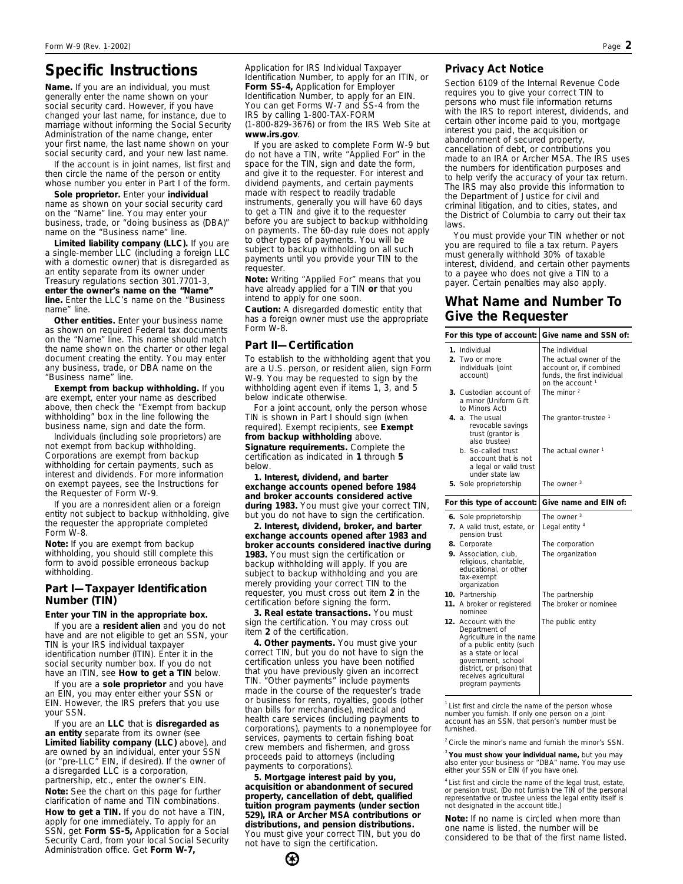# Specific Instructions

**Name.** If you are an individual, you must generally enter the name shown on your social security card. However, if you have changed your last name, for instance, due to marriage without informing the Social Security Administration of the name change, enter your first name, the last name shown on your social security card, and your new last name.

If the account is in joint names, list first and then circle the name of the person or entity whose number you enter in Part I of the form.

**Sole proprietor.** Enter your **individual** name as shown on your social security card on the "Name" line. You may enter your business, trade, or "doing business as (DBA)" name on the "Business name" line.

**Limited liability company (LLC).** If you are a single-member LLC (including a foreign LLC with a domestic owner) that is disregarded as an entity separate from its owner under Treasury regulations section 301.7701-3, **enter the owner's name on the "Name" line.** Enter the LLC's name on the "Business name" line.

**Other entities.** Enter your business name as shown on required Federal tax documents on the "Name" line. This name should match the name shown on the charter or other legal document creating the entity. You may enter any business, trade, or DBA name on the "Business name" line.

**Exempt from backup withholding.** If you are exempt, enter your name as described above, then check the "Exempt from backup withholding" box in the line following the business name, sign and date the form.

Individuals (including sole proprietors) are not exempt from backup withholding. Corporations are exempt from backup withholding for certain payments, such as interest and dividends. For more information on exempt payees, see the Instructions for the Requester of Form W-9.

If you are a nonresident alien or a foreign entity not subject to backup withholding, give the requester the appropriate completed Form W-8.

**Note:** If you are exempt from backup withholding, you should still complete this form to avoid possible erroneous backup withholding.

## Part I—Taxpayer Identification Number (TIN)

**Enter your TIN in the appropriate box.**

If you are a **resident alien** and you do not have and are not eligible to get an SSN, your TIN is your IRS individual taxpayer identification number (ITIN). Enter it in the social security number box. If you do not have an ITIN, see **How to get a TIN** below.

If you are a **sole proprietor** and you have an EIN, you may enter either your SSN or EIN. However, the IRS prefers that you use your SSN.

If you are an **LLC** that is **disregarded as an entity** separate from its owner (see **Limited liability company (LLC)** above), and are owned by an individual, enter your SSN (or "pre-LLC" EIN, if desired). If the owner of a disregarded LLC is a corporation, partnership, etc., enter the owner's EIN.

**Note:** See the chart on this page for further clarification of name and TIN combinations.

**How to get a TIN.** If you do not have a TIN, apply for one immediately. To apply for an SSN, get **Form SS-5,** Application for a Social Security Card, from your local Social Security Administration office. Get **Form W-7,** Application for IRS Individual Taxpayer Identification Number, to apply for an ITIN, or **Form SS-4,** Application for Employer Identification Number, to apply for an EIN. You can get Forms W-7 and SS-4 from the IRS by calling 1-800-TAX-FORM (1-800-829-3676) or from the IRS Web Site at **www.irs.gov**.

If you are asked to complete Form W-9 but do not have a TIN, write "Applied For" in the space for the TIN, sign and date the form, and give it to the requester. For interest and dividend payments, and certain payments made with respect to readily tradable instruments, generally you will have 60 days to get a TIN and give it to the requester before you are subject to backup withholding on payments. The 60-day rule does not apply to other types of payments. You will be subject to backup withholding on all such payments until you provide your TIN to the requester.

**Note:** Writing "Applied For" means that you have already applied for a TIN **or** that you intend to apply for one soon.

**Caution:** A disregarded domestic entity that has a foreign owner must use the appropriate Form W-8.

## Part II—Certification

To establish to the withholding agent that you are a U.S. person, or resident alien, sign Form W-9. You may be requested to sign by the withholding agent even if items 1, 3, and 5 below indicate otherwise.

For a joint account, only the person whose TIN is shown in Part I should sign (when required). Exempt recipients, see **Exempt from backup withholding** above.

**Signature requirements.** Complete the certification as indicated in **1** through **5** below.

**1. Interest, dividend, and barter exchange accounts opened before 1984 and broker accounts considered active during 1983.** You must give your correct TIN, but you do not have to sign the certification.

**2. Interest, dividend, broker, and barter exchange accounts opened after 1983 and broker accounts considered inactive during 1983.** You must sign the certification or backup withholding will apply. If you are subject to backup withholding and you are merely providing your correct TIN to the requester, you must cross out item **2** in the certification before signing the form.

**3. Real estate transactions.** You must sign the certification. You may cross out item **2** of the certification.

**4. Other payments.** You must give your correct TIN, but you do not have to sign the certification unless you have been notified that you have previously given an incorrect TIN. "Other payments" include payments made in the course of the requester's trade or business for rents, royalties, goods (other than bills for merchandise), medical and health care services (including payments to corporations), payments to a nonemployee for services, payments to certain fishing boat crew members and fishermen, and gross proceeds paid to attorneys (including payments to corporations).

**5. Mortgage interest paid by you, acquisition or abandonment of secured property, cancellation of debt, qualified tuition program payments (under section 529), IRA or Archer MSA contributions or distributions, and pension distributions.** You must give your correct TIN, but you do not have to sign the certification.

## Privacy Act Notice

Section 6109 of the Internal Revenue Code requires you to give your correct TIN to persons who must file information returns with the IRS to report interest, dividends, and certain other income paid to you, mortgage interest you paid, the acquisition or abandonment of secured property, cancellation of debt, or contributions you made to an IRA or Archer MSA. The IRS uses the numbers for identification purposes and to help verify the accuracy of your tax return. The IRS may also provide this information to the Department of Justice for civil and criminal litigation, and to cities, states, and the District of Columbia to carry out their tax laws.

You must provide your TIN whether or not you are required to file a tax return. Payers must generally withhold 30% of taxable interest, dividend, and certain other payments to a payee who does not give a TIN to a payer. Certain penalties may also apply.

# What Name and Number To Give the Requester

| For this type of account: | Give name and SSN of: |
|---|---|
| 1. Individual | The individual |
| 2. Two or more individuals (joint account) | The actual owner of the account or, if combined funds, the first individual on the account [1] |
| 3. Custodian account of a minor (Uniform Gift to Minors Act) | The minor [2] |
| 4. a. The usual revocable savings trust (grantor is also trustee) | The grantor-trustee [1] |
| b. So-called trust account that is not a legal or valid trust under state law | The actual owner [1] |
| 5. Sole proprietorship | The owner [3] |
| **For this type of account:** | **Give name and EIN of:** |
| 6. Sole proprietorship | The owner [3] |
| 7. A valid trust, estate, or pension trust | Legal entity [4] |
| 8. Corporate | The corporation |
| 9. Association, club, religious, charitable, educational, or other tax-exempt organization | The organization |
| 10. Partnership | The partnership |
| 11. A broker or registered nominee | The broker or nominee |
| 12. Account with the Department of Agriculture in the name of a public entity (such as a state or local government, school district, or prison) that receives agricultural program payments | The public entity |

[1] List first and circle the name of the person whose number you furnish. If only one person on a joint account has an SSN, that person's number must be furnished.

[2] Circle the minor's name and furnish the minor's SSN.

[3] **You must show your individual name,** but you may also enter your business or "DBA" name. You may use either your SSN or EIN (if you have one).

[4] List first and circle the name of the legal trust, estate, or pension trust. (Do not furnish the TIN of the personal representative or trustee unless the legal entity itself is not designated in the account title.)

**Note:** If no name is circled when more than one name is listed, the number will be considered to be that of the first name listed.